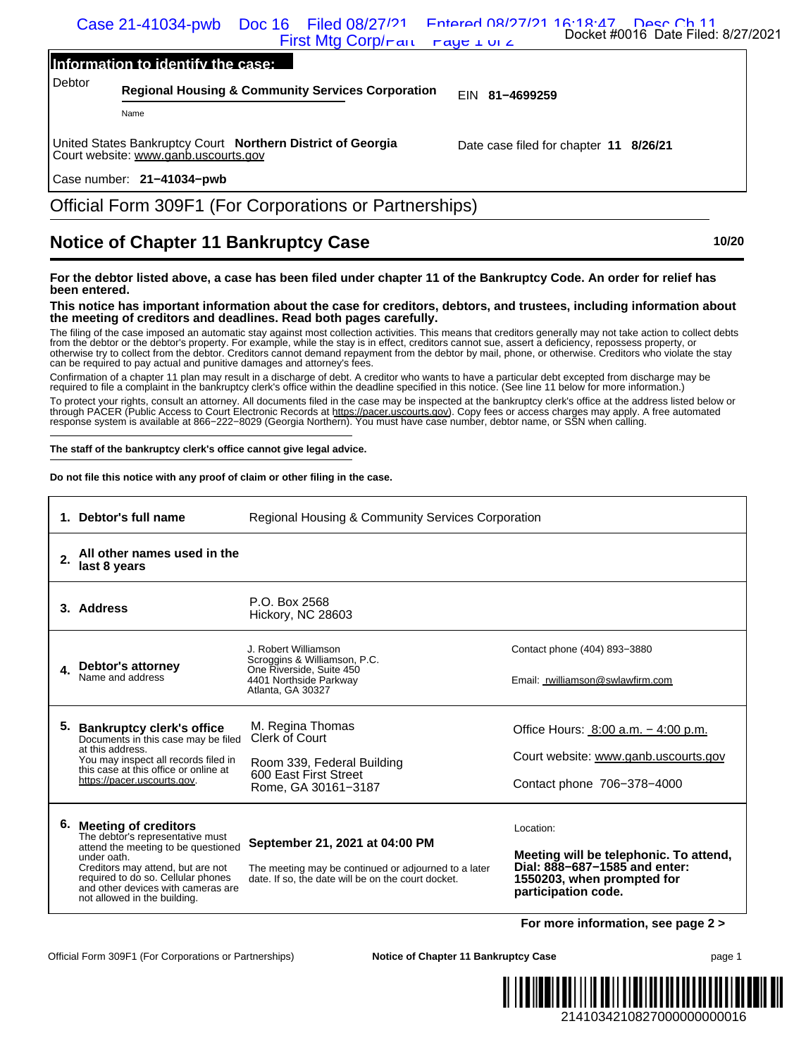## Information to identify the case:

| | | | |
|---|---|---|---|
| Debtor | **Regional Housing & Community Services Corporation** Name | EIN | **81−4699259** |
| United States Bankruptcy Court **Northern District of Georgia** Court website: www.ganb.uscourts.gov | | Date case filed for chapter **11** | **8/26/21** |
| Case number: **21−41034−pwb** | | | |

# Official Form 309F1 (For Corporations or Partnerships)

## Notice of Chapter 11 Bankruptcy Case

10/20

**For the debtor listed above, a case has been filed under chapter 11 of the Bankruptcy Code. An order for relief has been entered.**

**This notice has important information about the case for creditors, debtors, and trustees, including information about the meeting of creditors and deadlines. Read both pages carefully.**

The filing of the case imposed an automatic stay against most collection activities. This means that creditors generally may not take action to collect debts from the debtor or the debtor's property. For example, while the stay is in effect, creditors cannot sue, assert a deficiency, repossess property, or otherwise try to collect from the debtor. Creditors cannot demand repayment from the debtor by mail, phone, or otherwise. Creditors who violate the stay can be required to pay actual and punitive damages and attorney's fees.

Confirmation of a chapter 11 plan may result in a discharge of debt. A creditor who wants to have a particular debt excepted from discharge may be required to file a complaint in the bankruptcy clerk's office within the deadline specified in this notice. (See line 11 below for more information.)

To protect your rights, consult an attorney. All documents filed in the case may be inspected at the bankruptcy clerk's office at the address listed below or through PACER (Public Access to Court Electronic Records at https://pacer.uscourts.gov). Copy fees or access charges may apply. A free automated response system is available at 866−222−8029 (Georgia Northern). You must have case number, debtor name, or SSN when calling.

**The staff of the bankruptcy clerk's office cannot give legal advice.**

**Do not file this notice with any proof of claim or other filing in the case.**

| | | | |
|---|---|---|---|
| 1. | **Debtor's full name** | Regional Housing & Community Services Corporation | |
| 2. | **All other names used in the last 8 years** | | |
| 3. | **Address** | P.O. Box 2568<br>Hickory, NC 28603 | |
| 4. | **Debtor's attorney**<br>Name and address | J. Robert Williamson<br>Scroggins & Williamson, P.C.<br>One Riverside, Suite 450<br>4401 Northside Parkway<br>Atlanta, GA 30327 | Contact phone (404) 893−3880<br><br>Email: rwilliamson@swlawfirm.com |
| 5. | **Bankruptcy clerk's office**<br>Documents in this case may be filed at this address.<br>You may inspect all records filed in this case at this office or online at https://pacer.uscourts.gov. | M. Regina Thomas<br>Clerk of Court<br><br>Room 339, Federal Building<br>600 East First Street<br>Rome, GA 30161−3187 | Office Hours: 8:00 a.m. − 4:00 p.m.<br><br>Court website: www.ganb.uscourts.gov<br><br>Contact phone 706−378−4000 |
| 6. | **Meeting of creditors**<br>The debtor's representative must attend the meeting to be questioned under oath.<br>Creditors may attend, but are not required to do so. Cellular phones and other devices with cameras are not allowed in the building. | **September 21, 2021 at 04:00 PM**<br><br>The meeting may be continued or adjourned to a later date. If so, the date will be on the court docket. | Location:<br><br>**Meeting will be telephonic. To attend, Dial: 888−687−1585 and enter: 1550203, when prompted for participation code.** |

**For more information, see page 2 >**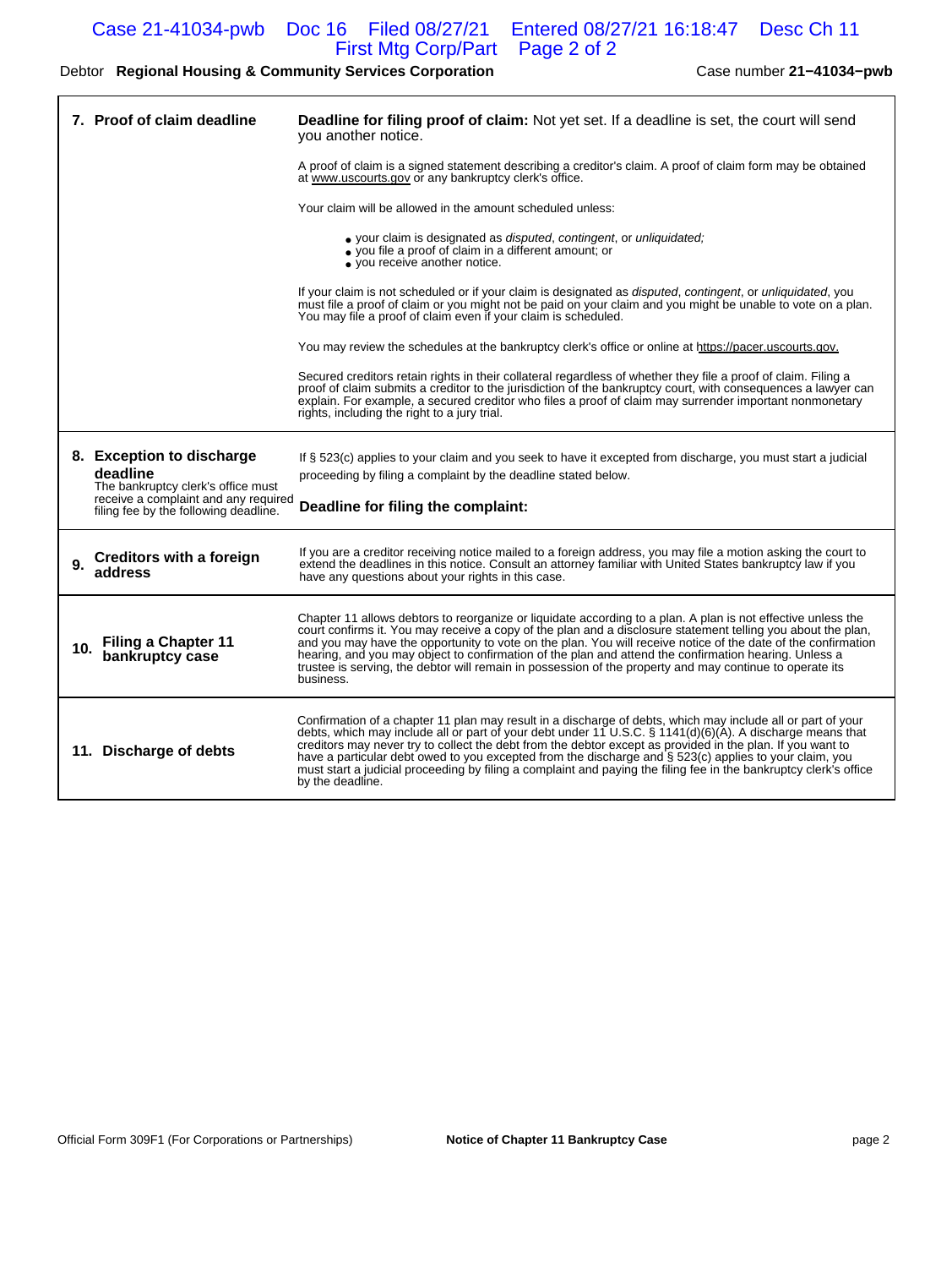Debtor **Regional Housing & Community Services Corporation** Case number **21−41034−pwb**

| | |
|---|---|
| **7. Proof of claim deadline** | **Deadline for filing proof of claim:** Not yet set. If a deadline is set, the court will send you another notice.<br><br>A proof of claim is a signed statement describing a creditor's claim. A proof of claim form may be obtained at www.uscourts.gov or any bankruptcy clerk's office.<br><br>Your claim will be allowed in the amount scheduled unless:<br><br>• your claim is designated as *disputed*, *contingent*, or *unliquidated;*<br>• you file a proof of claim in a different amount; or<br>• you receive another notice.<br><br>If your claim is not scheduled or if your claim is designated as *disputed*, *contingent*, or *unliquidated*, you must file a proof of claim or you might not be paid on your claim and you might be unable to vote on a plan. You may file a proof of claim even if your claim is scheduled.<br><br>You may review the schedules at the bankruptcy clerk's office or online at https://pacer.uscourts.gov.<br><br>Secured creditors retain rights in their collateral regardless of whether they file a proof of claim. Filing a proof of claim submits a creditor to the jurisdiction of the bankruptcy court, with consequences a lawyer can explain. For example, a secured creditor who files a proof of claim may surrender important nonmonetary rights, including the right to a jury trial. |
| **8. Exception to discharge deadline**<br>The bankruptcy clerk's office must receive a complaint and any required filing fee by the following deadline. | If § 523(c) applies to your claim and you seek to have it excepted from discharge, you must start a judicial proceeding by filing a complaint by the deadline stated below.<br><br>**Deadline for filing the complaint:** |
| **9. Creditors with a foreign address** | If you are a creditor receiving notice mailed to a foreign address, you may file a motion asking the court to extend the deadlines in this notice. Consult an attorney familiar with United States bankruptcy law if you have any questions about your rights in this case. |
| **10. Filing a Chapter 11 bankruptcy case** | Chapter 11 allows debtors to reorganize or liquidate according to a plan. A plan is not effective unless the court confirms it. You may receive a copy of the plan and a disclosure statement telling you about the plan, and you may have the opportunity to vote on the plan. You will receive notice of the date of the confirmation hearing, and you may object to confirmation of the plan and attend the confirmation hearing. Unless a trustee is serving, the debtor will remain in possession of the property and may continue to operate its business. |
| **11. Discharge of debts** | Confirmation of a chapter 11 plan may result in a discharge of debts, which may include all or part of your debts, which may include all or part of your debt under 11 U.S.C. § 1141(d)(6)(A). A discharge means that creditors may never try to collect the debt from the debtor except as provided in the plan. If you want to have a particular debt owed to you excepted from the discharge and § 523(c) applies to your claim, you must start a judicial proceeding by filing a complaint and paying the filing fee in the bankruptcy clerk's office by the deadline. |

Official Form 309F1 (For Corporations or Partnerships) **Notice of Chapter 11 Bankruptcy Case**